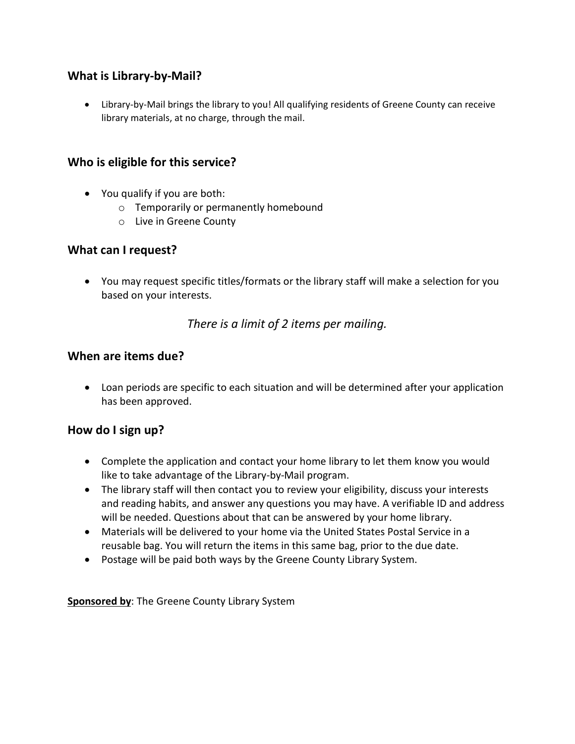## What is Library-by-Mail?

- Library-by-Mail brings the library to you! All qualifying residents of Greene County can receive library materials, at no charge, through the mail.

## Who is eligible for this service?

- You qualify if you are both:
  - Temporarily or permanently homebound
  - Live in Greene County

## What can I request?

- You may request specific titles/formats or the library staff will make a selection for you based on your interests.

*There is a limit of 2 items per mailing.*

## When are items due?

- Loan periods are specific to each situation and will be determined after your application has been approved.

## How do I sign up?

- Complete the application and contact your home library to let them know you would like to take advantage of the Library-by-Mail program.
- The library staff will then contact you to review your eligibility, discuss your interests and reading habits, and answer any questions you may have. A verifiable ID and address will be needed. Questions about that can be answered by your home library.
- Materials will be delivered to your home via the United States Postal Service in a reusable bag. You will return the items in this same bag, prior to the due date.
- Postage will be paid both ways by the Greene County Library System.

**Sponsored by**: The Greene County Library System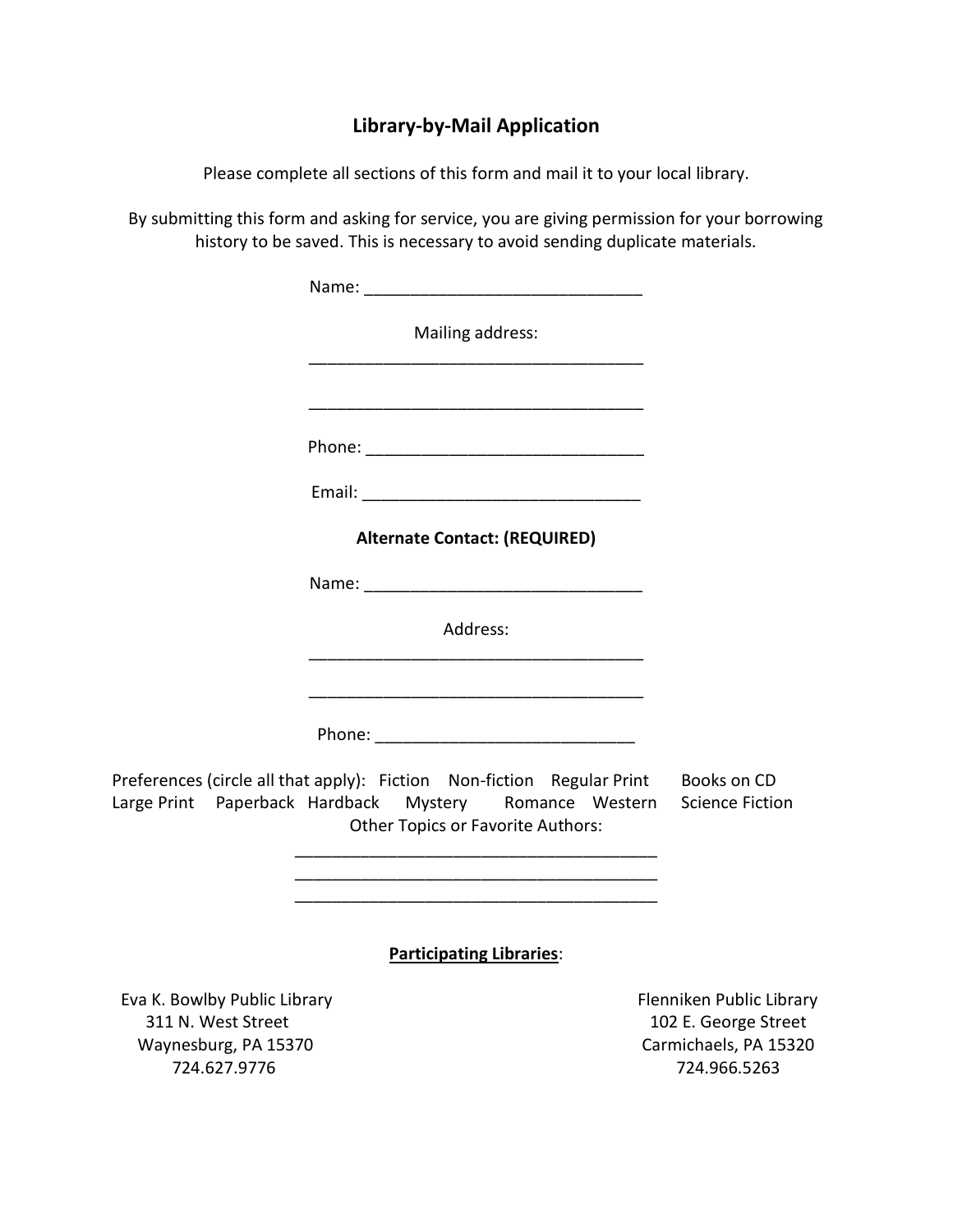# Library-by-Mail Application

Please complete all sections of this form and mail it to your local library.

By submitting this form and asking for service, you are giving permission for your borrowing history to be saved. This is necessary to avoid sending duplicate materials.

Name: ______________________________

Mailing address:

____________________________________

____________________________________

Phone: ______________________________

Email: ______________________________

**Alternate Contact: (REQUIRED)**

Name: ______________________________

Address:

____________________________________

____________________________________

Phone: ____________________________

Preferences (circle all that apply): Fiction Non-fiction Regular Print Books on CD Large Print Paperback Hardback Mystery Romance Western Science Fiction

Other Topics or Favorite Authors:

_______________________________________
_______________________________________
_______________________________________

**Participating Libraries**:

Eva K. Bowlby Public Library
311 N. West Street
Waynesburg, PA 15370
724.627.9776

Flenniken Public Library
102 E. George Street
Carmichaels, PA 15320
724.966.5263